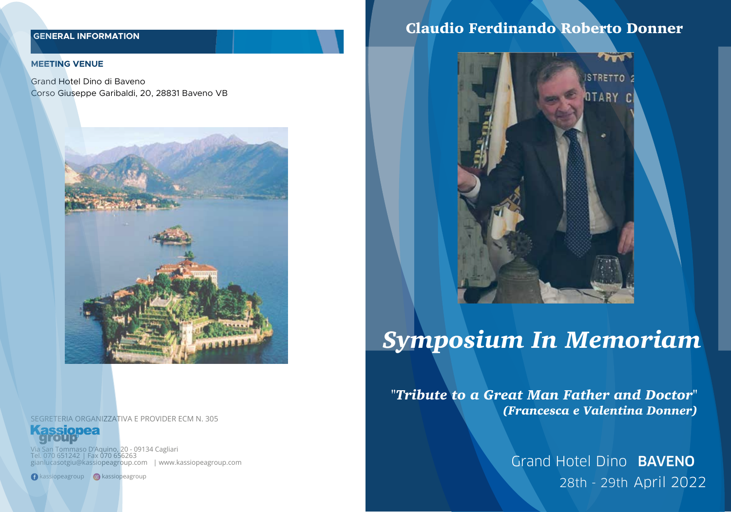## GENERAL INFORMATION

### MEETING VENUE

Grand Hotel Dino di Baveno
Corso Giuseppe Garibaldi, 20, 28831 Baveno VB

SEGRETERIA ORGANIZZATIVA E PROVIDER ECM N. 305

Kassiopea group

Via San Tommaso D'Aquino, 20 - 09134 Cagliari
Tel. 070 651242 | Fax 070 656263
gianlucasotgiu@kassiopeagroup.com | www.kassiopeagroup.com

kassiopeagroup kassiopeagroup

# Claudio Ferdinando Roberto Donner

# *Symposium In Memoriam*

***"Tribute to a Great Man Father and Doctor"***
***(Francesca e Valentina Donner)***

Grand Hotel Dino **BAVENO**
28th - 29th April 2022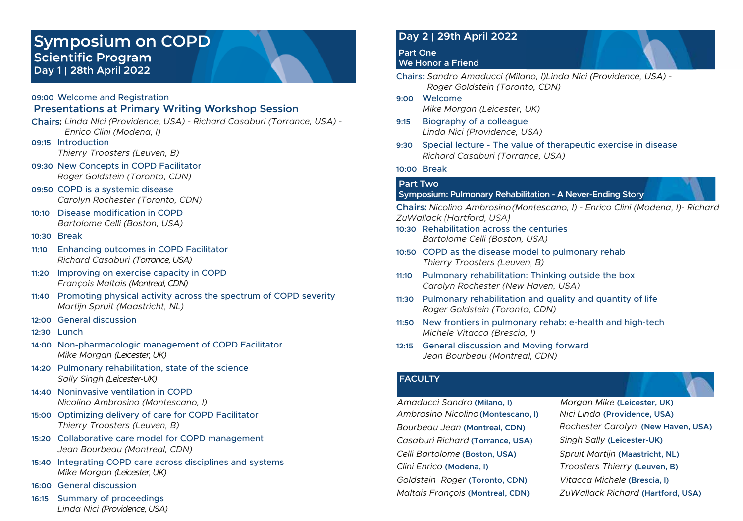# Symposium on COPD

## Scientific Program

## Day 1 | 28th April 2022

09:00 Welcome and Registration

### Presentations at Primary Writing Workshop Session

**Chairs:** *Linda NIci (Providence, USA) - Richard Casaburi (Torrance, USA) - Enrico Clini (Modena, I)*

09:15 Introduction
*Thierry Troosters (Leuven, B)*

09:30 New Concepts in COPD Facilitator
*Roger Goldstein (Toronto, CDN)*

09:50 COPD is a systemic disease
*Carolyn Rochester (Toronto, CDN)*

10:10 Disease modification in COPD
*Bartolome Celli (Boston, USA)*

10:30 Break

11:10 Enhancing outcomes in COPD Facilitator
*Richard Casaburi (Torrance, USA)*

11:20 Improving on exercise capacity in COPD
*François Maltais (Montreal, CDN)*

11:40 Promoting physical activity across the spectrum of COPD severity
*Martijn Spruit (Maastricht, NL)*

12:00 General discussion

12:30 Lunch

14:00 Non-pharmacologic management of COPD Facilitator
*Mike Morgan (Leicester, UK)*

14:20 Pulmonary rehabilitation, state of the science
*Sally Singh (Leicester-UK)*

14:40 Noninvasive ventilation in COPD
*Nicolino Ambrosino (Montescano, I)*

15:00 Optimizing delivery of care for COPD Facilitator
*Thierry Troosters (Leuven, B)*

15:20 Collaborative care model for COPD management
*Jean Bourbeau (Montreal, CDN)*

15:40 Integrating COPD care across disciplines and systems
*Mike Morgan (Leicester, UK)*

16:00 General discussion

16:15 Summary of proceedings
*Linda Nici (Providence, USA)*

## Day 2 | 29th April 2022

### Part One
### We Honor a Friend

Chairs: *Sandro Amaducci (Milano, I)Linda Nici (Providence, USA) - Roger Goldstein (Toronto, CDN)*

9:00 Welcome
*Mike Morgan (Leicester, UK)*

9:15 Biography of a colleague
*Linda Nici (Providence, USA)*

9:30 Special lecture - The value of therapeutic exercise in disease
*Richard Casaburi (Torrance, USA)*

10:00 Break

### Part Two
### Symposium: Pulmonary Rehabilitation - A Never-Ending Story

**Chairs:** *Nicolino Ambrosino (Montescano, I) - Enrico Clini (Modena, I)- Richard ZuWallack (Hartford, USA)*

10:30 Rehabilitation across the centuries
*Bartolome Celli (Boston, USA)*

10:50 COPD as the disease model to pulmonary rehab
*Thierry Troosters (Leuven, B)*

11:10 Pulmonary rehabilitation: Thinking outside the box
*Carolyn Rochester (New Haven, USA)*

11:30 Pulmonary rehabilitation and quality and quantity of life
*Roger Goldstein (Toronto, CDN)*

11:50 New frontiers in pulmonary rehab: e-health and high-tech
*Michele Vitacca (Brescia, I)*

12:15 General discussion and Moving forward
*Jean Bourbeau (Montreal, CDN)*

## FACULTY

*Amaducci Sandro* **(Milano, I)**
*Ambrosino Nicolino* **(Montescano, I)**
*Bourbeau Jean* **(Montreal, CDN)**
*Casaburi Richard* **(Torrance, USA)**
*Celli Bartolome* **(Boston, USA)**
*Clini Enrico* **(Modena, I)**
*Goldstein Roger* **(Toronto, CDN)**
*Maltais François* **(Montreal, CDN)**
*Morgan Mike* **(Leicester, UK)**
*Nici Linda* **(Providence, USA)**
*Rochester Carolyn* **(New Haven, USA)**
*Singh Sally* **(Leicester-UK)**
*Spruit Martijn* **(Maastricht, NL)**
*Troosters Thierry* **(Leuven, B)**
*Vitacca Michele* **(Brescia, I)**
*ZuWallack Richard* **(Hartford, USA)**